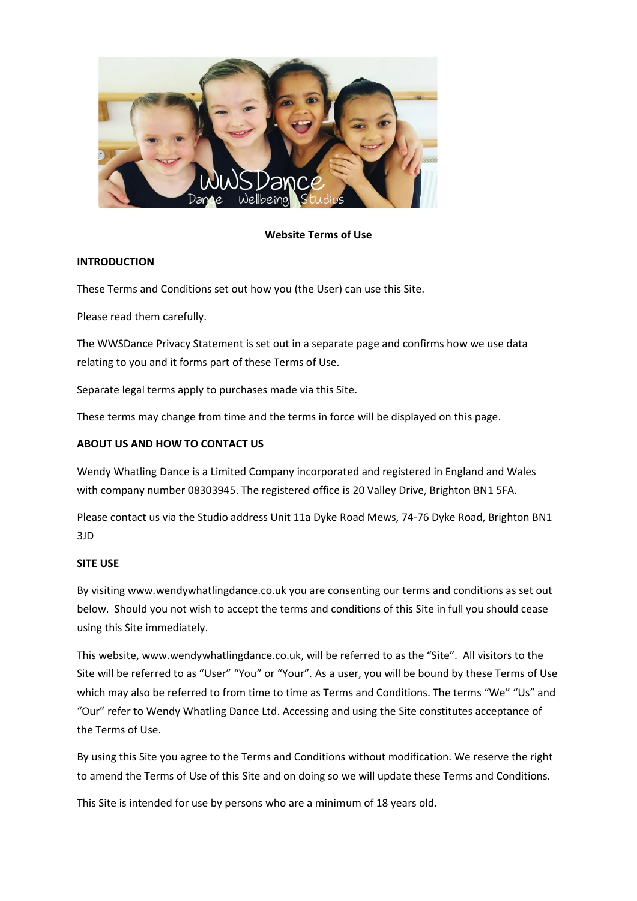**Website Terms of Use**

**INTRODUCTION**

These Terms and Conditions set out how you (the User) can use this Site.

Please read them carefully.

The WWSDance Privacy Statement is set out in a separate page and confirms how we use data relating to you and it forms part of these Terms of Use.

Separate legal terms apply to purchases made via this Site.

These terms may change from time and the terms in force will be displayed on this page.

**ABOUT US AND HOW TO CONTACT US**

Wendy Whatling Dance is a Limited Company incorporated and registered in England and Wales with company number 08303945. The registered office is 20 Valley Drive, Brighton BN1 5FA.

Please contact us via the Studio address Unit 11a Dyke Road Mews, 74-76 Dyke Road, Brighton BN1 3JD

**SITE USE**

By visiting www.wendywhatlingdance.co.uk you are consenting our terms and conditions as set out below. Should you not wish to accept the terms and conditions of this Site in full you should cease using this Site immediately.

This website, www.wendywhatlingdance.co.uk, will be referred to as the "Site". All visitors to the Site will be referred to as "User" "You" or "Your". As a user, you will be bound by these Terms of Use which may also be referred to from time to time as Terms and Conditions. The terms "We" "Us" and "Our" refer to Wendy Whatling Dance Ltd. Accessing and using the Site constitutes acceptance of the Terms of Use.

By using this Site you agree to the Terms and Conditions without modification. We reserve the right to amend the Terms of Use of this Site and on doing so we will update these Terms and Conditions.

This Site is intended for use by persons who are a minimum of 18 years old.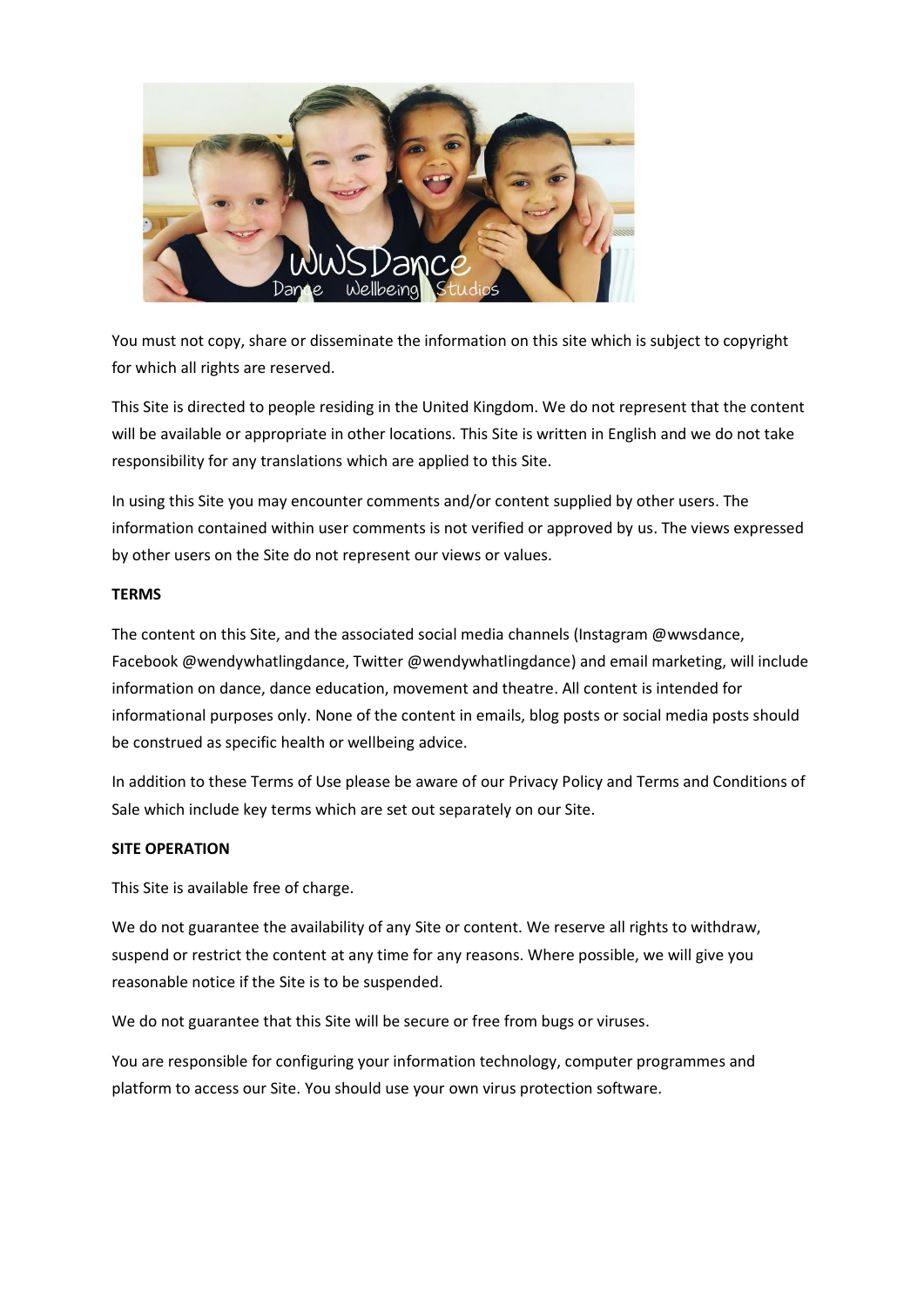You must not copy, share or disseminate the information on this site which is subject to copyright for which all rights are reserved.

This Site is directed to people residing in the United Kingdom. We do not represent that the content will be available or appropriate in other locations. This Site is written in English and we do not take responsibility for any translations which are applied to this Site.

In using this Site you may encounter comments and/or content supplied by other users. The information contained within user comments is not verified or approved by us. The views expressed by other users on the Site do not represent our views or values.

**TERMS**

The content on this Site, and the associated social media channels (Instagram @wwsdance, Facebook @wendywhatlingdance, Twitter @wendywhatlingdance) and email marketing, will include information on dance, dance education, movement and theatre. All content is intended for informational purposes only. None of the content in emails, blog posts or social media posts should be construed as specific health or wellbeing advice.

In addition to these Terms of Use please be aware of our Privacy Policy and Terms and Conditions of Sale which include key terms which are set out separately on our Site.

**SITE OPERATION**

This Site is available free of charge.

We do not guarantee the availability of any Site or content. We reserve all rights to withdraw, suspend or restrict the content at any time for any reasons. Where possible, we will give you reasonable notice if the Site is to be suspended.

We do not guarantee that this Site will be secure or free from bugs or viruses.

You are responsible for configuring your information technology, computer programmes and platform to access our Site. You should use your own virus protection software.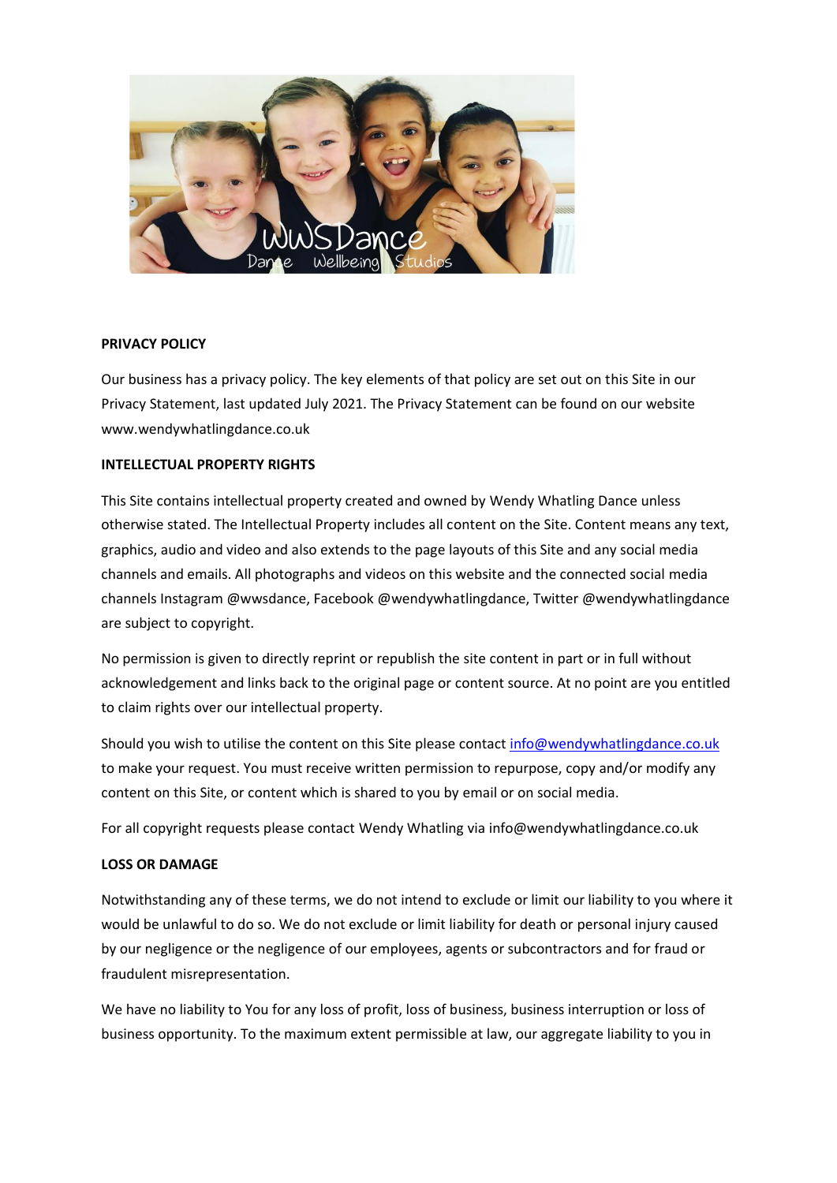## PRIVACY POLICY

Our business has a privacy policy. The key elements of that policy are set out on this Site in our Privacy Statement, last updated July 2021. The Privacy Statement can be found on our website www.wendywhatlingdance.co.uk

## INTELLECTUAL PROPERTY RIGHTS

This Site contains intellectual property created and owned by Wendy Whatling Dance unless otherwise stated. The Intellectual Property includes all content on the Site. Content means any text, graphics, audio and video and also extends to the page layouts of this Site and any social media channels and emails. All photographs and videos on this website and the connected social media channels Instagram @wwsdance, Facebook @wendywhatlingdance, Twitter @wendywhatlingdance are subject to copyright.

No permission is given to directly reprint or republish the site content in part or in full without acknowledgement and links back to the original page or content source. At no point are you entitled to claim rights over our intellectual property.

Should you wish to utilise the content on this Site please contact info@wendywhatlingdance.co.uk to make your request. You must receive written permission to repurpose, copy and/or modify any content on this Site, or content which is shared to you by email or on social media.

For all copyright requests please contact Wendy Whatling via info@wendywhatlingdance.co.uk

## LOSS OR DAMAGE

Notwithstanding any of these terms, we do not intend to exclude or limit our liability to you where it would be unlawful to do so. We do not exclude or limit liability for death or personal injury caused by our negligence or the negligence of our employees, agents or subcontractors and for fraud or fraudulent misrepresentation.

We have no liability to You for any loss of profit, loss of business, business interruption or loss of business opportunity. To the maximum extent permissible at law, our aggregate liability to you in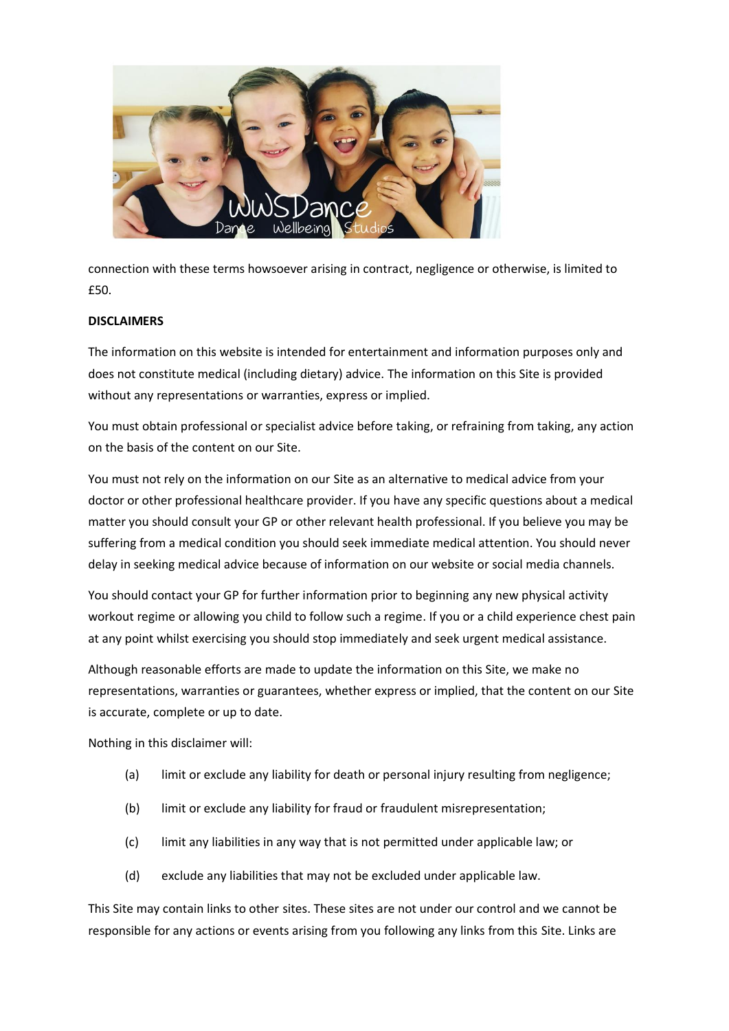connection with these terms howsoever arising in contract, negligence or otherwise, is limited to £50.

**DISCLAIMERS**

The information on this website is intended for entertainment and information purposes only and does not constitute medical (including dietary) advice. The information on this Site is provided without any representations or warranties, express or implied.

You must obtain professional or specialist advice before taking, or refraining from taking, any action on the basis of the content on our Site.

You must not rely on the information on our Site as an alternative to medical advice from your doctor or other professional healthcare provider. If you have any specific questions about a medical matter you should consult your GP or other relevant health professional. If you believe you may be suffering from a medical condition you should seek immediate medical attention. You should never delay in seeking medical advice because of information on our website or social media channels.

You should contact your GP for further information prior to beginning any new physical activity workout regime or allowing you child to follow such a regime. If you or a child experience chest pain at any point whilst exercising you should stop immediately and seek urgent medical assistance.

Although reasonable efforts are made to update the information on this Site, we make no representations, warranties or guarantees, whether express or implied, that the content on our Site is accurate, complete or up to date.

Nothing in this disclaimer will:

(a) limit or exclude any liability for death or personal injury resulting from negligence;

(b) limit or exclude any liability for fraud or fraudulent misrepresentation;

(c) limit any liabilities in any way that is not permitted under applicable law; or

(d) exclude any liabilities that may not be excluded under applicable law.

This Site may contain links to other sites. These sites are not under our control and we cannot be responsible for any actions or events arising from you following any links from this Site. Links are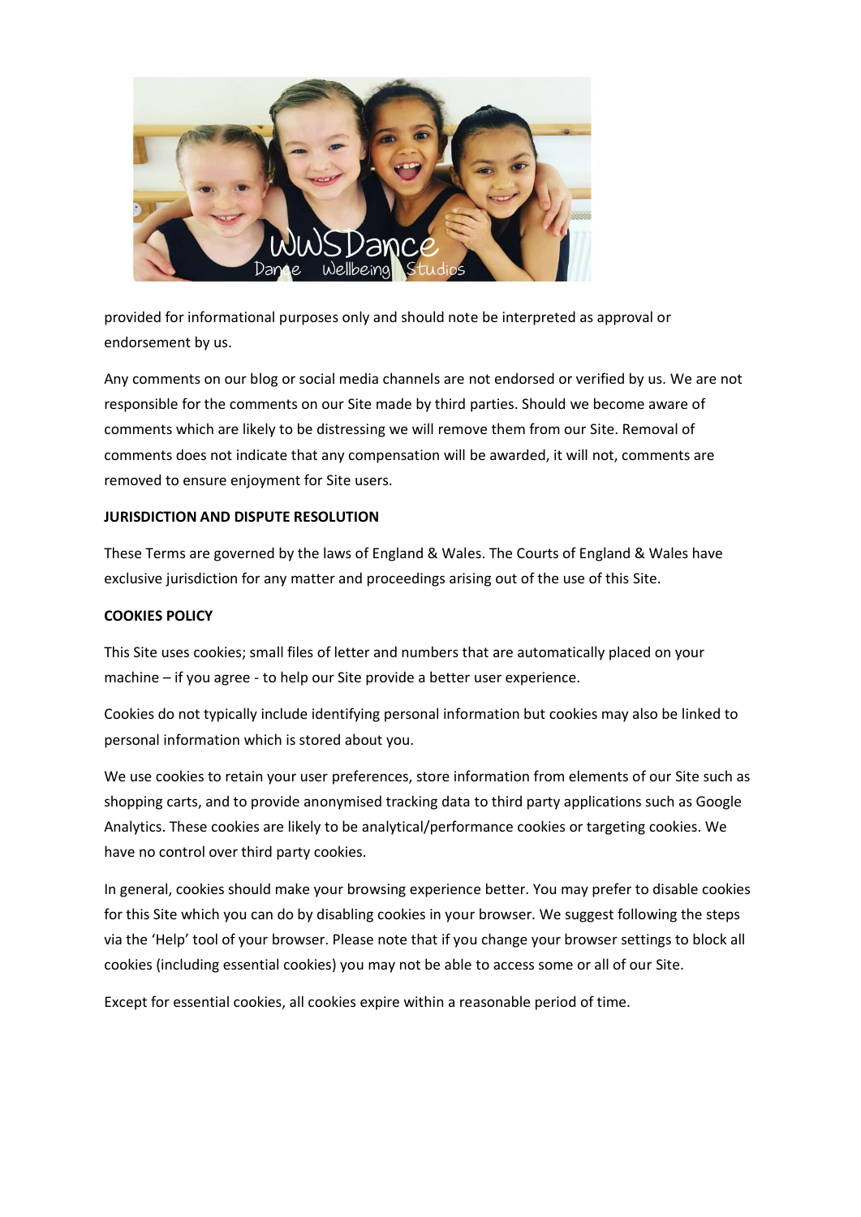provided for informational purposes only and should note be interpreted as approval or endorsement by us.

Any comments on our blog or social media channels are not endorsed or verified by us. We are not responsible for the comments on our Site made by third parties. Should we become aware of comments which are likely to be distressing we will remove them from our Site. Removal of comments does not indicate that any compensation will be awarded, it will not, comments are removed to ensure enjoyment for Site users.

**JURISDICTION AND DISPUTE RESOLUTION**

These Terms are governed by the laws of England & Wales. The Courts of England & Wales have exclusive jurisdiction for any matter and proceedings arising out of the use of this Site.

**COOKIES POLICY**

This Site uses cookies; small files of letter and numbers that are automatically placed on your machine – if you agree - to help our Site provide a better user experience.

Cookies do not typically include identifying personal information but cookies may also be linked to personal information which is stored about you.

We use cookies to retain your user preferences, store information from elements of our Site such as shopping carts, and to provide anonymised tracking data to third party applications such as Google Analytics. These cookies are likely to be analytical/performance cookies or targeting cookies. We have no control over third party cookies.

In general, cookies should make your browsing experience better. You may prefer to disable cookies for this Site which you can do by disabling cookies in your browser. We suggest following the steps via the 'Help' tool of your browser. Please note that if you change your browser settings to block all cookies (including essential cookies) you may not be able to access some or all of our Site.

Except for essential cookies, all cookies expire within a reasonable period of time.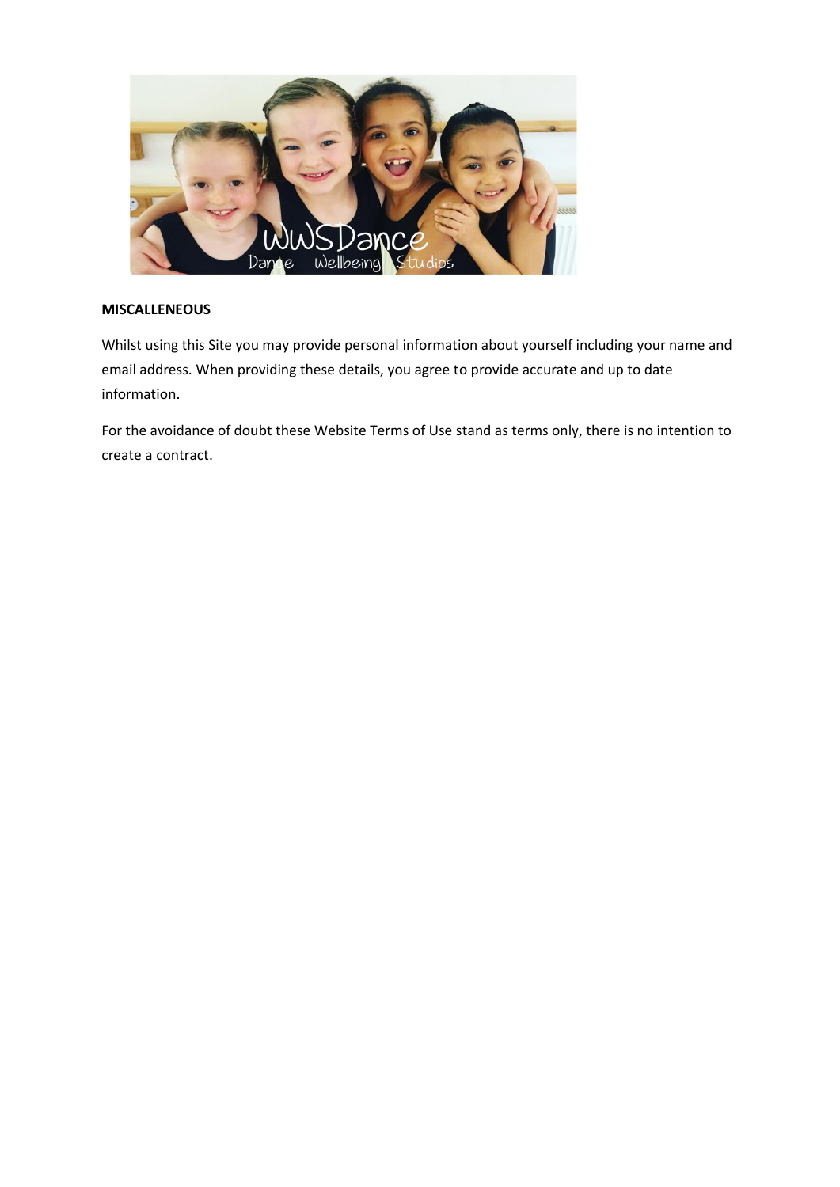**MISCALLENEOUS**

Whilst using this Site you may provide personal information about yourself including your name and email address. When providing these details, you agree to provide accurate and up to date information.

For the avoidance of doubt these Website Terms of Use stand as terms only, there is no intention to create a contract.